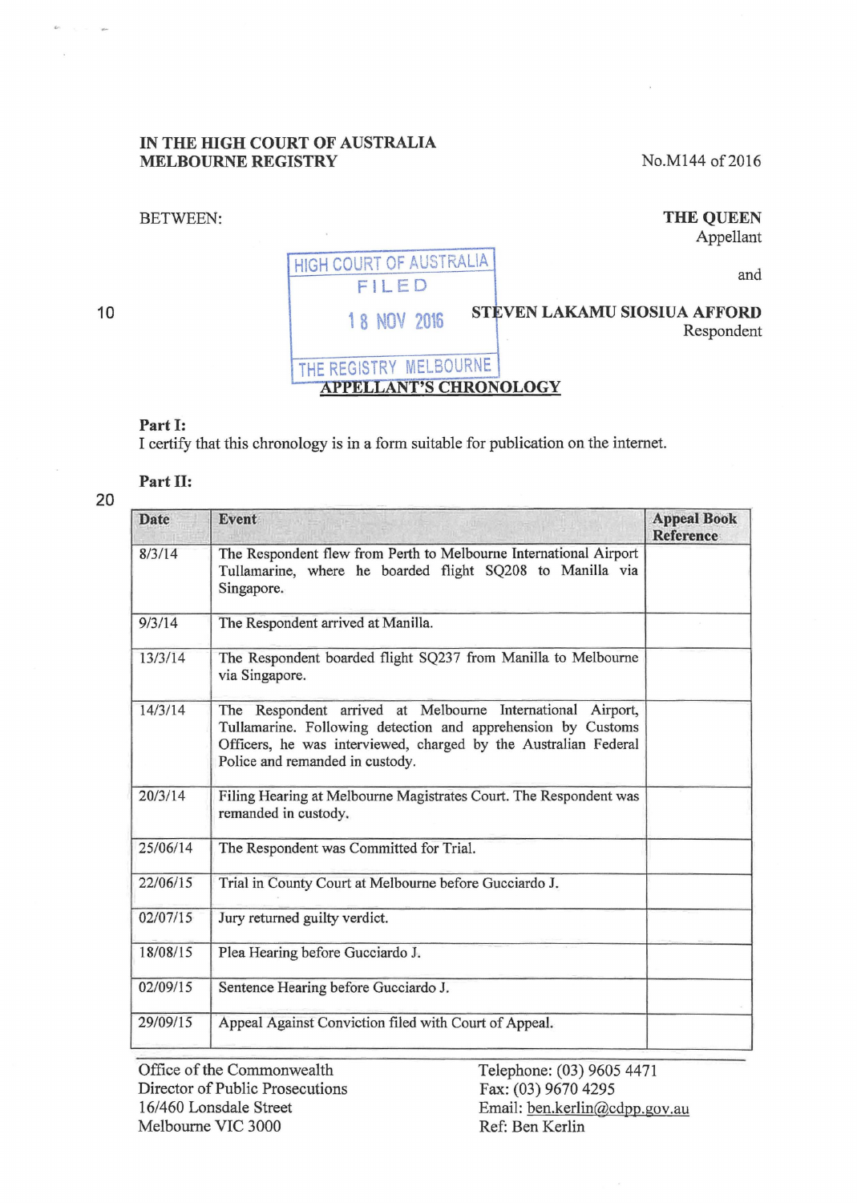**IN THE HIGH COURT OF AUSTRALIA**
**MELBOURNE REGISTRY**

No.M144 of 2016

BETWEEN:

**THE QUEEN**
Appellant

and

**STEVEN LAKAMU SIOSIUA AFFORD**
Respondent

HIGH COURT OF AUSTRALIA
FILED
18 NOV 2016
THE REGISTRY MELBOURNE

**APPELLANT'S CHRONOLOGY**

**Part I:**
I certify that this chronology is in a form suitable for publication on the internet.

**Part II:**

| Date | Event | Appeal Book Reference |
|---|---|---|
| 8/3/14 | The Respondent flew from Perth to Melbourne International Airport Tullamarine, where he boarded flight SQ208 to Manilla via Singapore. | |
| 9/3/14 | The Respondent arrived at Manilla. | |
| 13/3/14 | The Respondent boarded flight SQ237 from Manilla to Melbourne via Singapore. | |
| 14/3/14 | The Respondent arrived at Melbourne International Airport, Tullamarine. Following detection and apprehension by Customs Officers, he was interviewed, charged by the Australian Federal Police and remanded in custody. | |
| 20/3/14 | Filing Hearing at Melbourne Magistrates Court. The Respondent was remanded in custody. | |
| 25/06/14 | The Respondent was Committed for Trial. | |
| 22/06/15 | Trial in County Court at Melbourne before Gucciardo J. | |
| 02/07/15 | Jury returned guilty verdict. | |
| 18/08/15 | Plea Hearing before Gucciardo J. | |
| 02/09/15 | Sentence Hearing before Gucciardo J. | |
| 29/09/15 | Appeal Against Conviction filed with Court of Appeal. | |

Office of the Commonwealth
Director of Public Prosecutions
16/460 Lonsdale Street
Melbourne VIC 3000

Telephone: (03) 9605 4471
Fax: (03) 9670 4295
Email: ben.kerlin@cdpp.gov.au
Ref: Ben Kerlin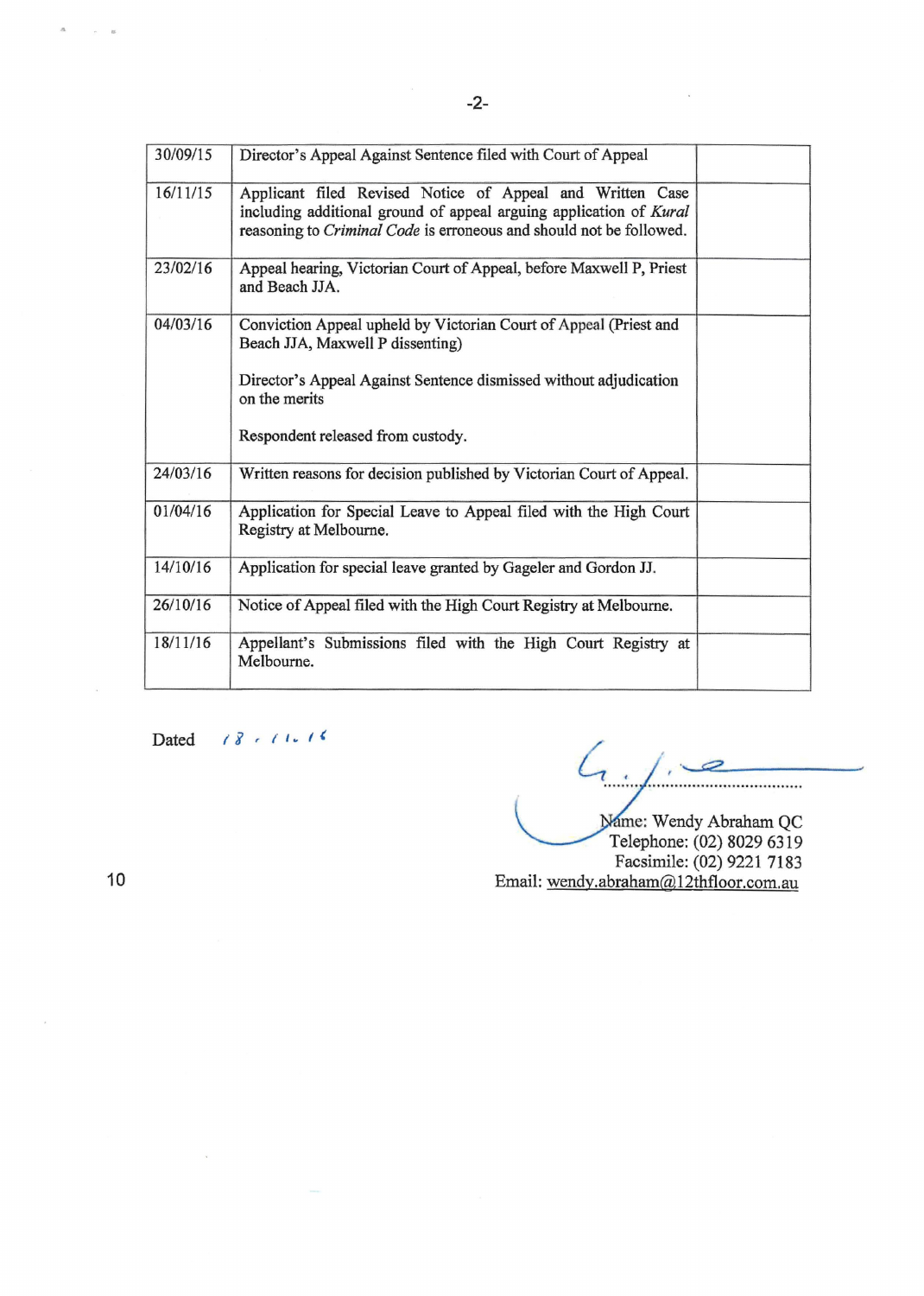| | | |
|---|---|---|
| 30/09/15 | Director's Appeal Against Sentence filed with Court of Appeal | |
| 16/11/15 | Applicant filed Revised Notice of Appeal and Written Case including additional ground of appeal arguing application of *Kural* reasoning to *Criminal Code* is erroneous and should not be followed. | |
| 23/02/16 | Appeal hearing, Victorian Court of Appeal, before Maxwell P, Priest and Beach JJA. | |
| 04/03/16 | Conviction Appeal upheld by Victorian Court of Appeal (Priest and Beach JJA, Maxwell P dissenting)<br><br>Director's Appeal Against Sentence dismissed without adjudication on the merits<br><br>Respondent released from custody. | |
| 24/03/16 | Written reasons for decision published by Victorian Court of Appeal. | |
| 01/04/16 | Application for Special Leave to Appeal filed with the High Court Registry at Melbourne. | |
| 14/10/16 | Application for special leave granted by Gageler and Gordon JJ. | |
| 26/10/16 | Notice of Appeal filed with the High Court Registry at Melbourne. | |
| 18/11/16 | Appellant's Submissions filed with the High Court Registry at Melbourne. | |

Dated 18.11.16

..........................................

Name: Wendy Abraham QC

Telephone: (02) 8029 6319

Facsimile: (02) 9221 7183

Email: wendy.abraham@12thfloor.com.au